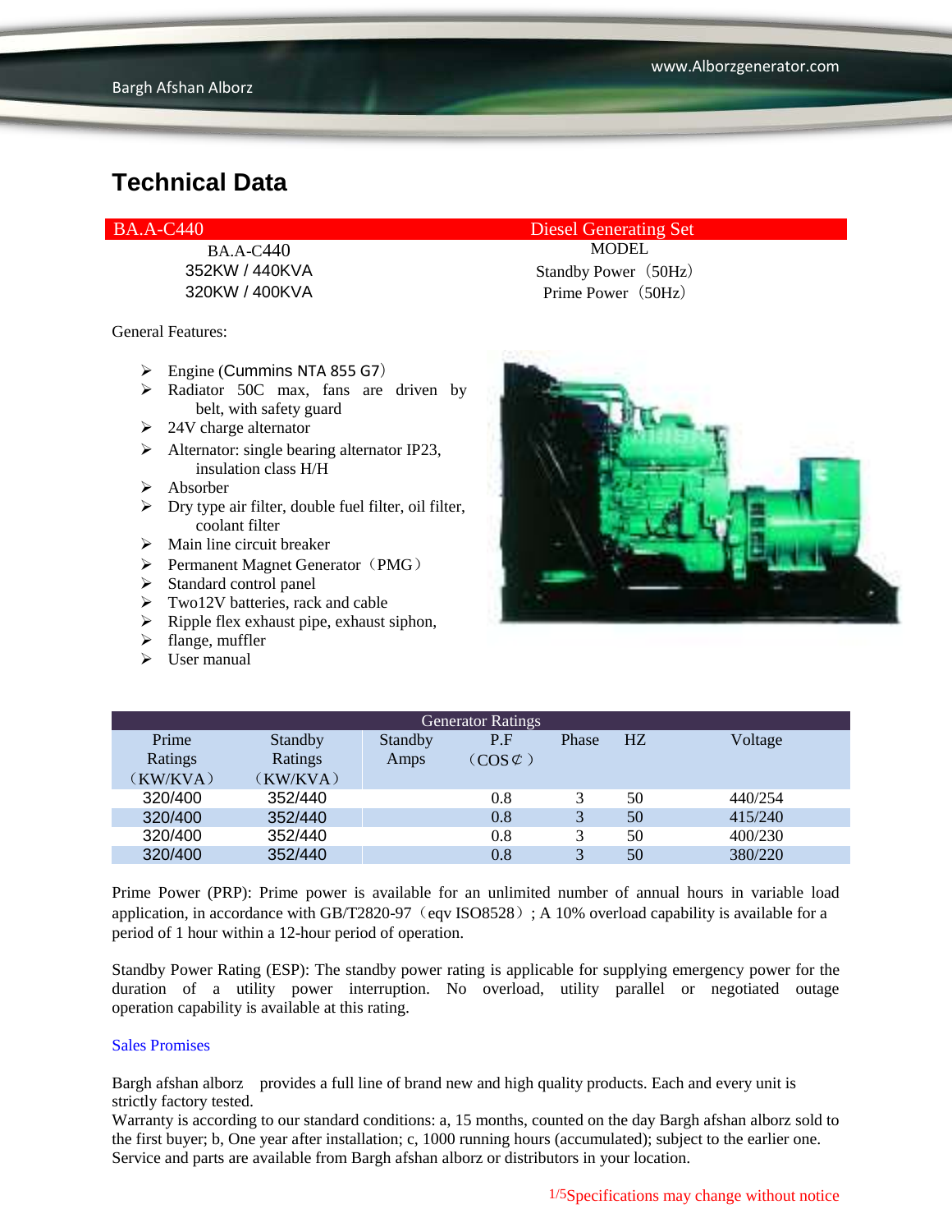# Technical Data

| BA.A-C440 | Diesel Generating Set |
|---|---|
| BA.A-C440 | MODEL |
| 352KW / 440KVA | Standby Power（50Hz） |
| 320KW / 400KVA | Prime Power（50Hz） |

General Features:

- Engine (Cummins NTA 855 G7）
- Radiator 50C max, fans are driven by belt, with safety guard
- 24V charge alternator
- Alternator: single bearing alternator IP23, insulation class H/H
- Absorber
- Dry type air filter, double fuel filter, oil filter, coolant filter
- Main line circuit breaker
- Permanent Magnet Generator（PMG）
- Standard control panel
- Two12V batteries, rack and cable
- Ripple flex exhaust pipe, exhaust siphon,
- flange, muffler
- User manual

| Generator Ratings | | | | | | |
|---|---|---|---|---|---|---|
| Prime Ratings（KW/KVA） | Standby Ratings（KW/KVA） | Standby Amps | P.F（COS¢） | Phase | HZ | Voltage |
| 320/400 | 352/440 | | 0.8 | 3 | 50 | 440/254 |
| 320/400 | 352/440 | | 0.8 | 3 | 50 | 415/240 |
| 320/400 | 352/440 | | 0.8 | 3 | 50 | 400/230 |
| 320/400 | 352/440 | | 0.8 | 3 | 50 | 380/220 |

Prime Power (PRP): Prime power is available for an unlimited number of annual hours in variable load application, in accordance with GB/T2820-97（eqv ISO8528）; A 10% overload capability is available for a period of 1 hour within a 12-hour period of operation.

Standby Power Rating (ESP): The standby power rating is applicable for supplying emergency power for the duration of a utility power interruption. No overload, utility parallel or negotiated outage operation capability is available at this rating.

Sales Promises

Bargh afshan alborz provides a full line of brand new and high quality products. Each and every unit is strictly factory tested.
Warranty is according to our standard conditions: a, 15 months, counted on the day Bargh afshan alborz sold to the first buyer; b, One year after installation; c, 1000 running hours (accumulated); subject to the earlier one.
Service and parts are available from Bargh afshan alborz or distributors in your location.

Specifications may change without notice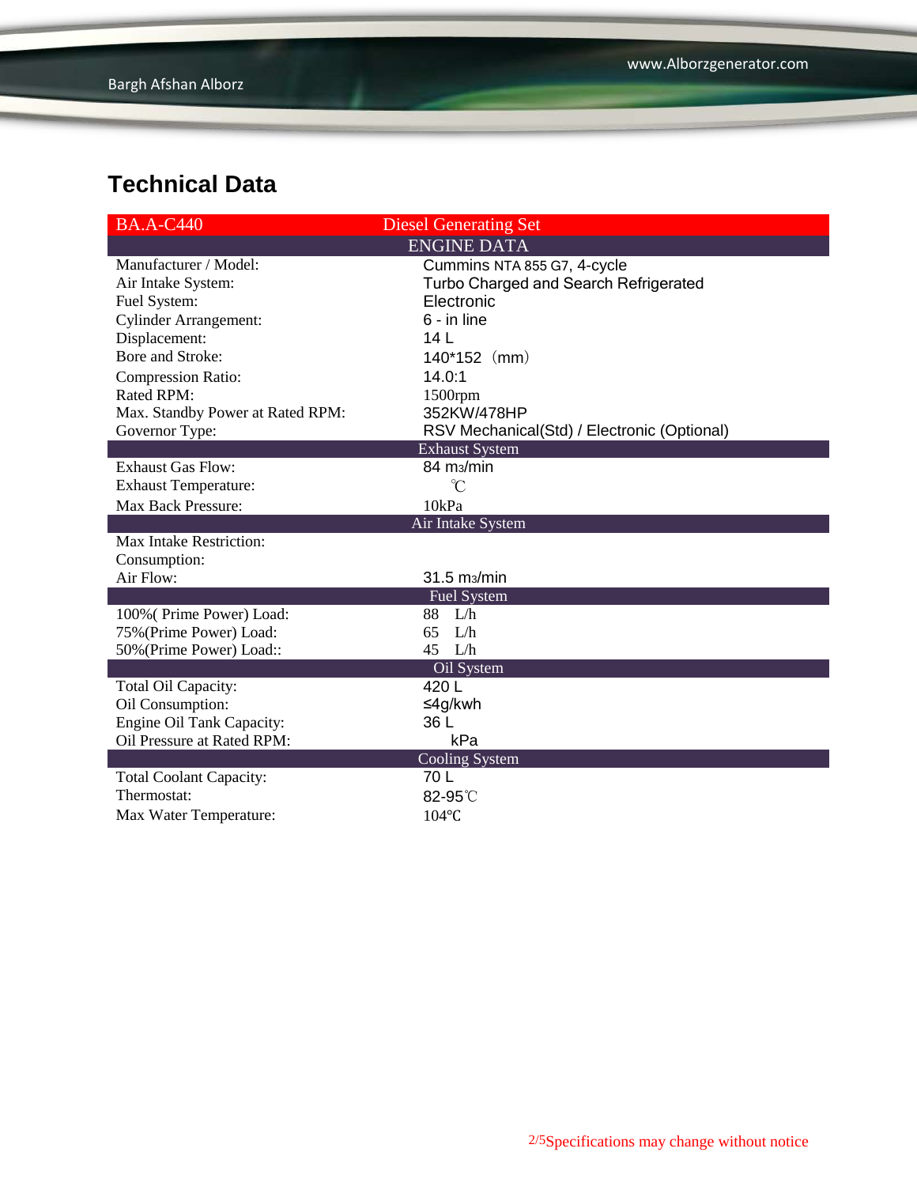# Technical Data

| BA.A-C440 | Diesel Generating Set |
|---|---|
| ENGINE DATA | |
| Manufacturer / Model: | Cummins NTA 855 G7, 4-cycle |
| Air Intake System: | Turbo Charged and Search Refrigerated |
| Fuel System: | Electronic |
| Cylinder Arrangement: | 6 - in line |
| Displacement: | 14 L |
| Bore and Stroke: | 140*152（mm） |
| Compression Ratio: | 14.0:1 |
| Rated RPM: | 1500rpm |
| Max. Standby Power at Rated RPM: | 352KW/478HP |
| Governor Type: | RSV Mechanical(Std) / Electronic (Optional) |
| Exhaust System | |
| Exhaust Gas Flow: | 84 $m^3$/min |
| Exhaust Temperature: | ℃ |
| Max Back Pressure: | 10kPa |
| Air Intake System | |
| Max Intake Restriction: | |
| Consumption: | |
| Air Flow: | 31.5 $m^3$/min |
| Fuel System | |
| 100%( Prime Power) Load: | 88 L/h |
| 75%(Prime Power) Load: | 65 L/h |
| 50%(Prime Power) Load:: | 45 L/h |
| Oil System | |
| Total Oil Capacity: | 420 L |
| Oil Consumption: | ≤4g/kwh |
| Engine Oil Tank Capacity: | 36 L |
| Oil Pressure at Rated RPM: | kPa |
| Cooling System | |
| Total Coolant Capacity: | 70 L |
| Thermostat: | 82-95℃ |
| Max Water Temperature: | 104℃ |

Specifications may change without notice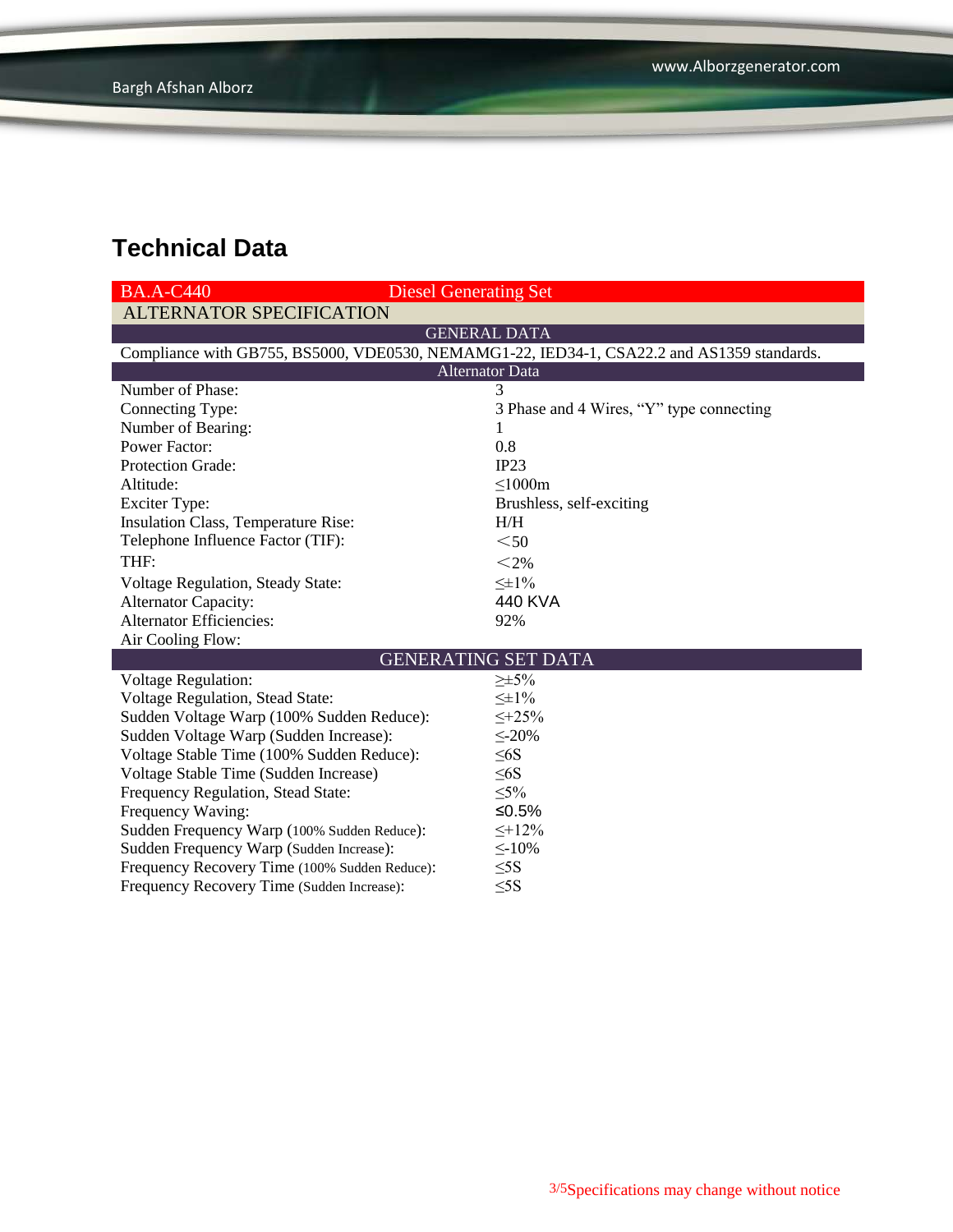## Technical Data

| BA.A-C440 | Diesel Generating Set |
|---|---|
| **ALTERNATOR SPECIFICATION** | |
| **GENERAL DATA** | |
| Compliance with GB755, BS5000, VDE0530, NEMAMG1-22, IED34-1, CSA22.2 and AS1359 standards. | |
| **Alternator Data** | |
| Number of Phase: | 3 |
| Connecting Type: | 3 Phase and 4 Wires, “Y” type connecting |
| Number of Bearing: | 1 |
| Power Factor: | 0.8 |
| Protection Grade: | IP23 |
| Altitude: | ≤1000m |
| Exciter Type: | Brushless, self-exciting |
| Insulation Class, Temperature Rise: | H/H |
| Telephone Influence Factor (TIF): | ＜50 |
| THF: | ＜2% |
| Voltage Regulation, Steady State: | ≤±1% |
| Alternator Capacity: | 440 KVA |
| Alternator Efficiencies: | 92% |
| Air Cooling Flow: | |
| **GENERATING SET DATA** | |
| Voltage Regulation: | ≥±5% |
| Voltage Regulation, Stead State: | ≤±1% |
| Sudden Voltage Warp (100% Sudden Reduce): | ≤+25% |
| Sudden Voltage Warp (Sudden Increase): | ≤-20% |
| Voltage Stable Time (100% Sudden Reduce): | ≤6S |
| Voltage Stable Time (Sudden Increase) | ≤6S |
| Frequency Regulation, Stead State: | ≤5% |
| Frequency Waving: | ≤0.5% |
| Sudden Frequency Warp (100% Sudden Reduce): | ≤+12% |
| Sudden Frequency Warp (Sudden Increase): | ≤-10% |
| Frequency Recovery Time (100% Sudden Reduce): | ≤5S |
| Frequency Recovery Time (Sudden Increase): | ≤5S |

Specifications may change without notice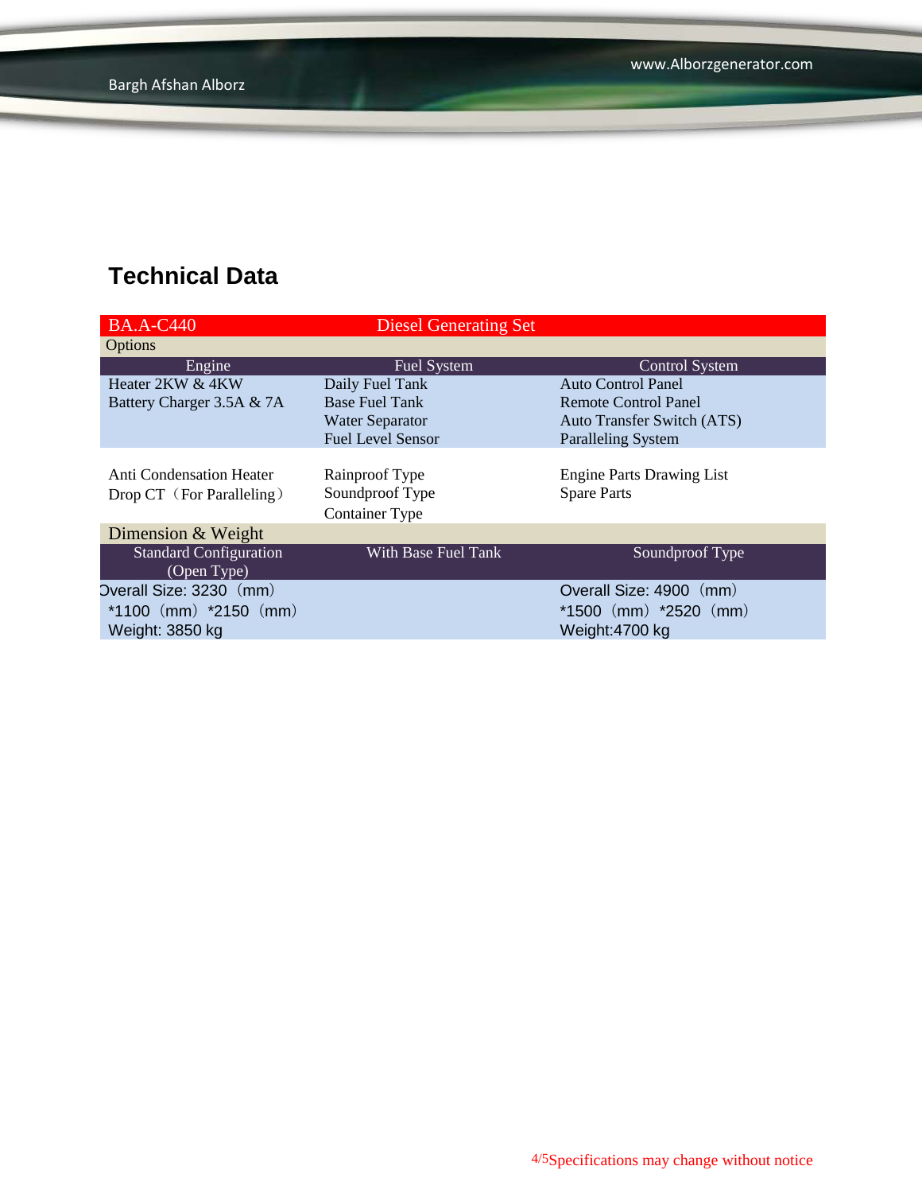## Technical Data

| BA.A-C440 | Diesel Generating Set | |
|---|---|---|
| **Options** | | |
| **Engine** | **Fuel System** | **Control System** |
| Heater 2KW & 4KW | Daily Fuel Tank | Auto Control Panel |
| Battery Charger 3.5A & 7A | Base Fuel Tank | Remote Control Panel |
| | Water Separator | Auto Transfer Switch (ATS) |
| | Fuel Level Sensor | Paralleling System |
| Anti Condensation Heater | Rainproof Type | Engine Parts Drawing List |
| Drop CT（For Paralleling） | Soundproof Type | Spare Parts |
| | Container Type | |
| **Dimension & Weight** | | |
| **Standard Configuration (Open Type)** | **With Base Fuel Tank** | **Soundproof Type** |
| Overall Size: 3230（mm）*1100（mm）*2150（mm） | | Overall Size: 4900（mm）*1500（mm）*2520（mm） |
| Weight: 3850 kg | | Weight:4700 kg |

Specifications may change without notice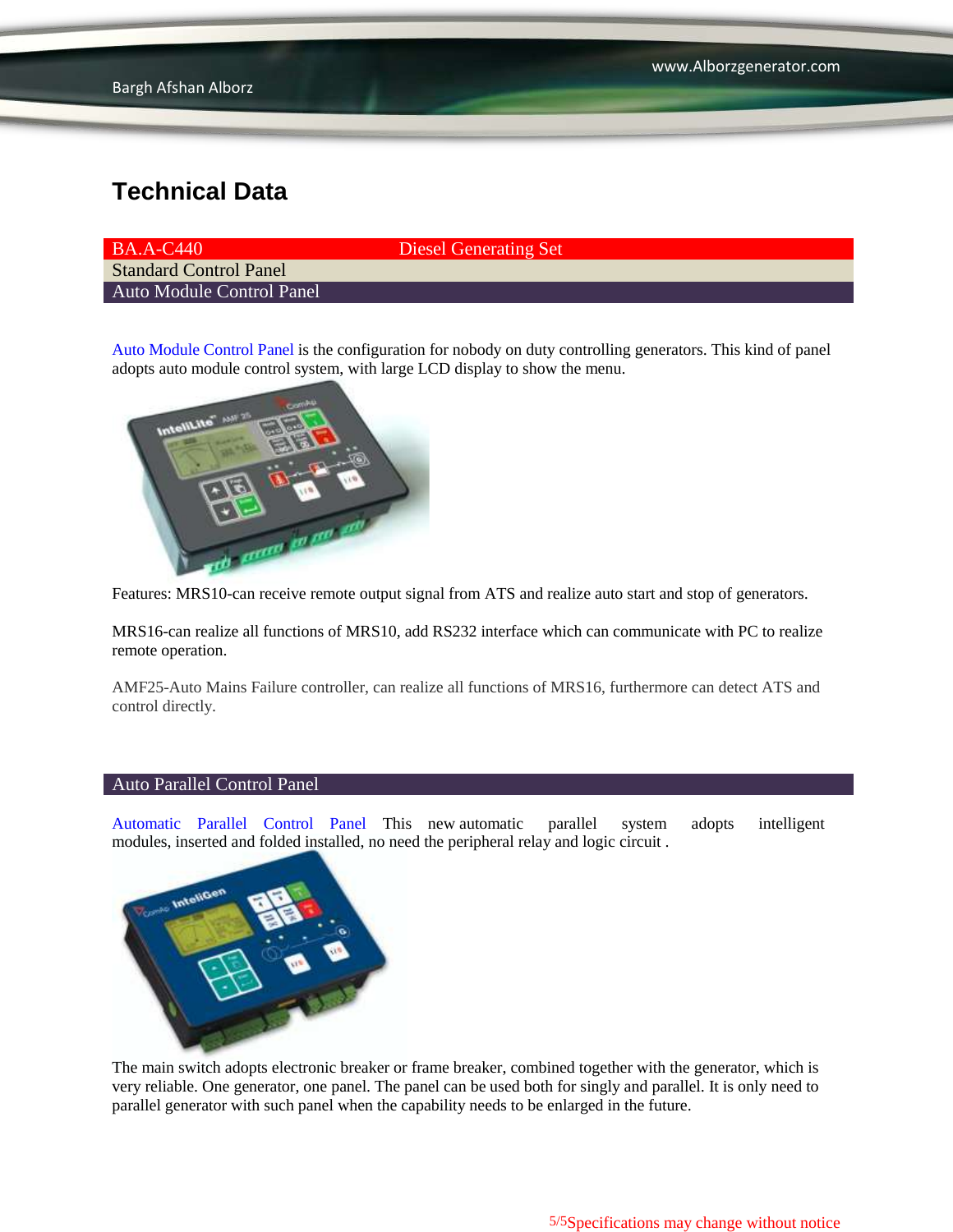# Technical Data

| BA.A-C440 | Diesel Generating Set |
|---|---|
| Standard Control Panel | |

## Auto Module Control Panel

Auto Module Control Panel is the configuration for nobody on duty controlling generators. This kind of panel adopts auto module control system, with large LCD display to show the menu.

Features: MRS10-can receive remote output signal from ATS and realize auto start and stop of generators.

MRS16-can realize all functions of MRS10, add RS232 interface which can communicate with PC to realize remote operation.

AMF25-Auto Mains Failure controller, can realize all functions of MRS16, furthermore can detect ATS and control directly.

## Auto Parallel Control Panel

Automatic Parallel Control Panel This new automatic parallel system adopts intelligent modules, inserted and folded installed, no need the peripheral relay and logic circuit .

The main switch adopts electronic breaker or frame breaker, combined together with the generator, which is very reliable. One generator, one panel. The panel can be used both for singly and parallel. It is only need to parallel generator with such panel when the capability needs to be enlarged in the future.

Specifications may change without notice